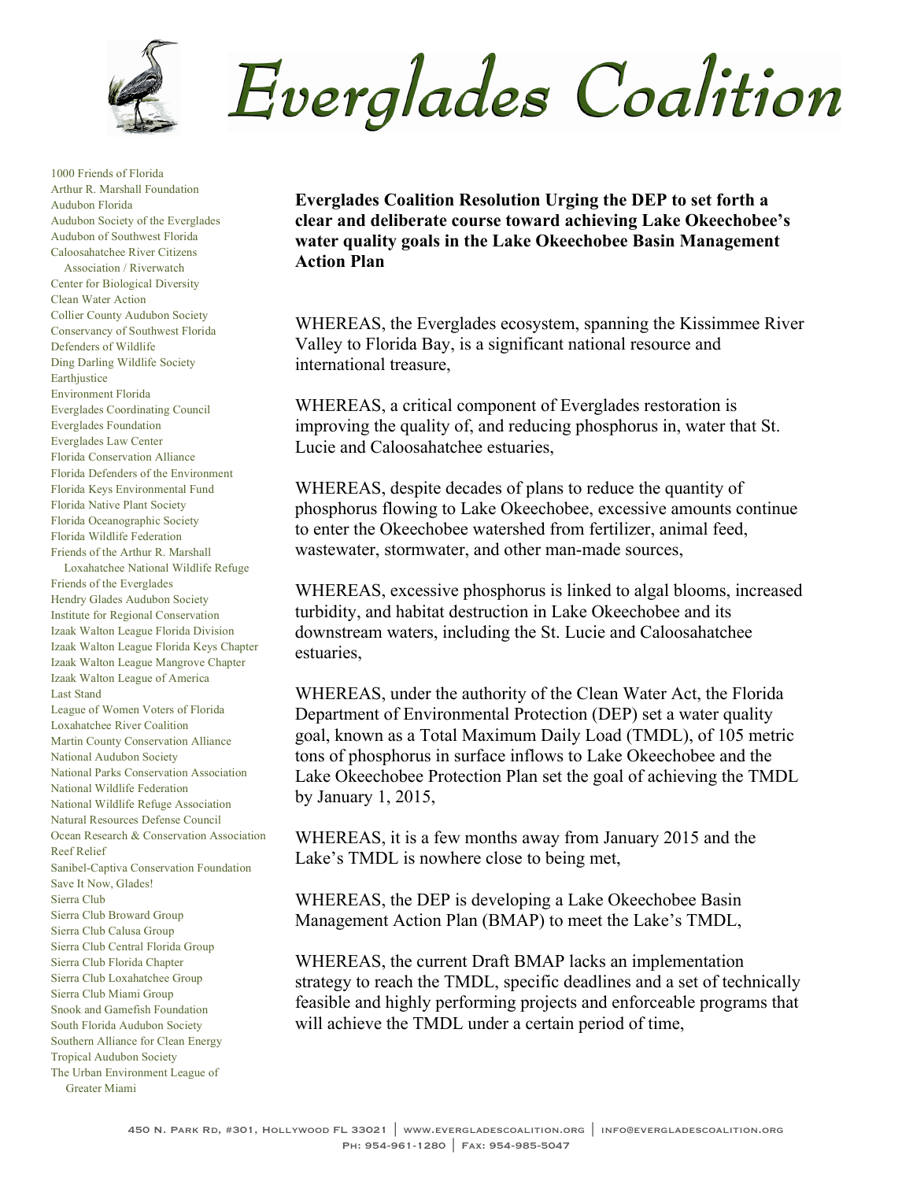# Everglades Coalition

1000 Friends of Florida
Arthur R. Marshall Foundation
Audubon Florida
Audubon Society of the Everglades
Audubon of Southwest Florida
Caloosahatchee River Citizens Association / Riverwatch
Center for Biological Diversity
Clean Water Action
Collier County Audubon Society
Conservancy of Southwest Florida
Defenders of Wildlife
Ding Darling Wildlife Society
Earthjustice
Environment Florida
Everglades Coordinating Council
Everglades Foundation
Everglades Law Center
Florida Conservation Alliance
Florida Defenders of the Environment
Florida Keys Environmental Fund
Florida Native Plant Society
Florida Oceanographic Society
Florida Wildlife Federation
Friends of the Arthur R. Marshall Loxahatchee National Wildlife Refuge
Friends of the Everglades
Hendry Glades Audubon Society
Institute for Regional Conservation
Izaak Walton League Florida Division
Izaak Walton League Florida Keys Chapter
Izaak Walton League Mangrove Chapter
Izaak Walton League of America
Last Stand
League of Women Voters of Florida
Loxahatchee River Coalition
Martin County Conservation Alliance
National Audubon Society
National Parks Conservation Association
National Wildlife Federation
National Wildlife Refuge Association
Natural Resources Defense Council
Ocean Research & Conservation Association
Reef Relief
Sanibel-Captiva Conservation Foundation
Save It Now, Glades!
Sierra Club
Sierra Club Broward Group
Sierra Club Calusa Group
Sierra Club Central Florida Group
Sierra Club Florida Chapter
Sierra Club Loxahatchee Group
Sierra Club Miami Group
Snook and Gamefish Foundation
South Florida Audubon Society
Southern Alliance for Clean Energy
Tropical Audubon Society
The Urban Environment League of Greater Miami

**Everglades Coalition Resolution Urging the DEP to set forth a clear and deliberate course toward achieving Lake Okeechobee's water quality goals in the Lake Okeechobee Basin Management Action Plan**

WHEREAS, the Everglades ecosystem, spanning the Kissimmee River Valley to Florida Bay, is a significant national resource and international treasure,

WHEREAS, a critical component of Everglades restoration is improving the quality of, and reducing phosphorus in, water that St. Lucie and Caloosahatchee estuaries,

WHEREAS, despite decades of plans to reduce the quantity of phosphorus flowing to Lake Okeechobee, excessive amounts continue to enter the Okeechobee watershed from fertilizer, animal feed, wastewater, stormwater, and other man-made sources,

WHEREAS, excessive phosphorus is linked to algal blooms, increased turbidity, and habitat destruction in Lake Okeechobee and its downstream waters, including the St. Lucie and Caloosahatchee estuaries,

WHEREAS, under the authority of the Clean Water Act, the Florida Department of Environmental Protection (DEP) set a water quality goal, known as a Total Maximum Daily Load (TMDL), of 105 metric tons of phosphorus in surface inflows to Lake Okeechobee and the Lake Okeechobee Protection Plan set the goal of achieving the TMDL by January 1, 2015,

WHEREAS, it is a few months away from January 2015 and the Lake's TMDL is nowhere close to being met,

WHEREAS, the DEP is developing a Lake Okeechobee Basin Management Action Plan (BMAP) to meet the Lake's TMDL,

WHEREAS, the current Draft BMAP lacks an implementation strategy to reach the TMDL, specific deadlines and a set of technically feasible and highly performing projects and enforceable programs that will achieve the TMDL under a certain period of time,

450 N. Park Rd, #301, Hollywood FL 33021 | www.evergladescoalition.org | info@evergladescoalition.org
Ph: 954-961-1280 | Fax: 954-985-5047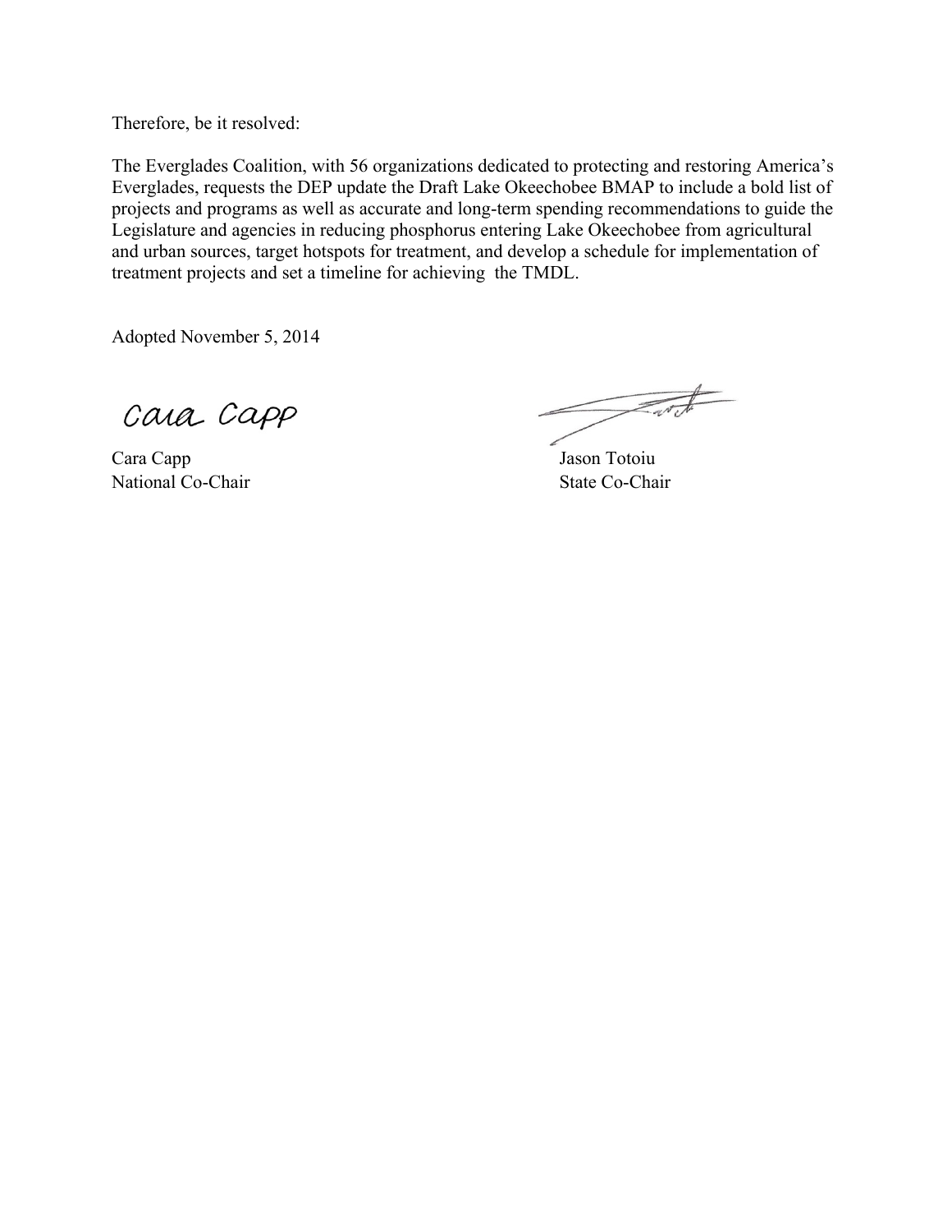Therefore, be it resolved:

The Everglades Coalition, with 56 organizations dedicated to protecting and restoring America's Everglades, requests the DEP update the Draft Lake Okeechobee BMAP to include a bold list of projects and programs as well as accurate and long-term spending recommendations to guide the Legislature and agencies in reducing phosphorus entering Lake Okeechobee from agricultural and urban sources, target hotspots for treatment, and develop a schedule for implementation of treatment projects and set a timeline for achieving the TMDL.

Adopted November 5, 2014

Cara Capp
Cara Capp
National Co-Chair

Jason Totoiu
State Co-Chair